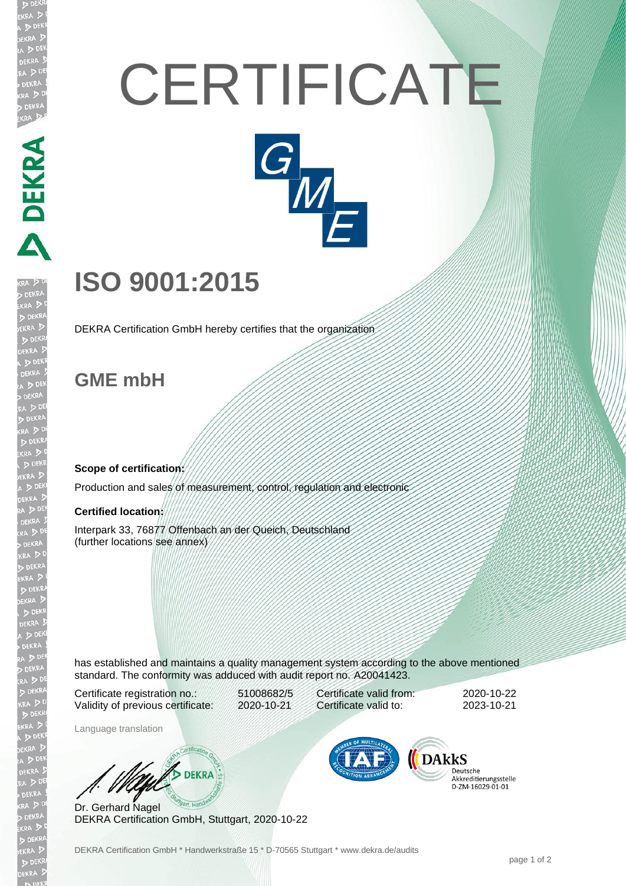# CERTIFICATE

# ISO 9001:2015

DEKRA Certification GmbH hereby certifies that the organization

## GME mbH

**Scope of certification:**

Production and sales of measurement, control, regulation and electronic

**Certified location:**

Interpark 33, 76877 Offenbach an der Queich, Deutschland
(further locations see annex)

has established and maintains a quality management system according to the above mentioned standard. The conformity was adduced with audit report no. A20041423.

| | | | |
|---|---|---|---|
| Certificate registration no.: | 51008682/5 | Certificate valid from: | 2020-10-22 |
| Validity of previous certificate: | 2020-10-21 | Certificate valid to: | 2023-10-21 |

Language translation

Dr. Gerhard Nagel
DEKRA Certification GmbH, Stuttgart, 2020-10-22

DAkkS Deutsche Akkreditierungsstelle D-ZM-16029-01-01

DEKRA Certification GmbH * Handwerkstraße 15 * D-70565 Stuttgart * www.dekra.de/audits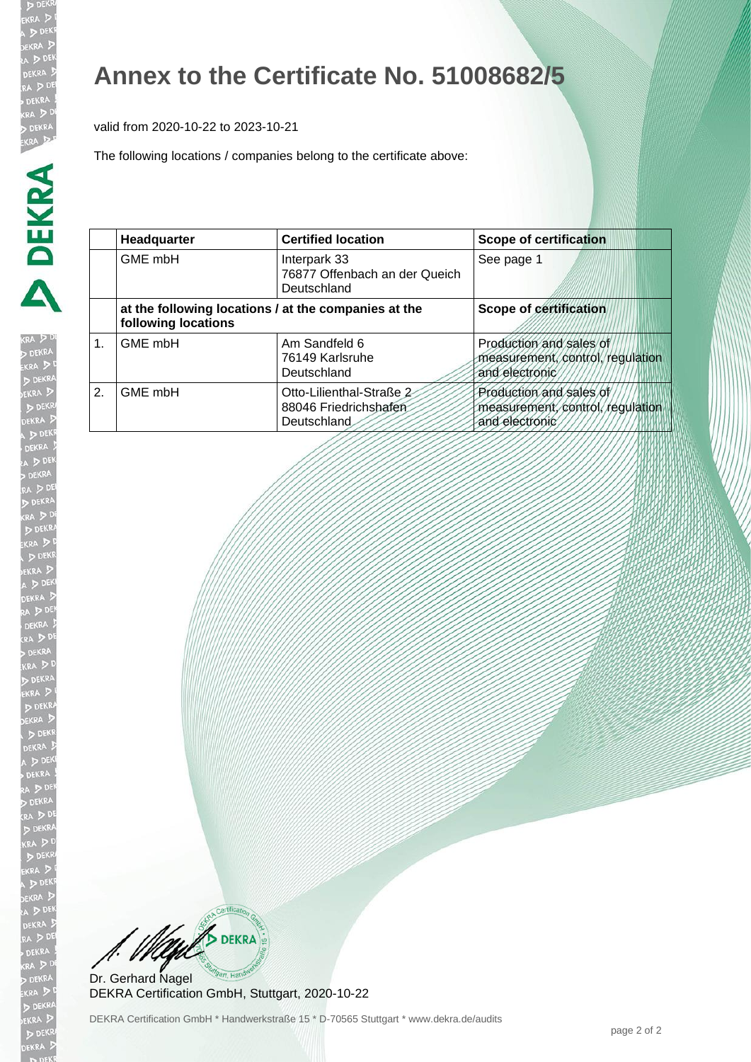# Annex to the Certificate No. 51008682/5

valid from 2020-10-22 to 2023-10-21

The following locations / companies belong to the certificate above:

| | Headquarter | Certified location | Scope of certification |
|---|---|---|---|
| | GME mbH | Interpark 33<br>76877 Offenbach an der Queich<br>Deutschland | See page 1 |
| | **at the following locations / at the companies at the following locations** | | **Scope of certification** |
| 1. | GME mbH | Am Sandfeld 6<br>76149 Karlsruhe<br>Deutschland | Production and sales of measurement, control, regulation and electronic |
| 2. | GME mbH | Otto-Lilienthal-Straße 2<br>88046 Friedrichshafen<br>Deutschland | Production and sales of measurement, control, regulation and electronic |

Dr. Gerhard Nagel
DEKRA Certification GmbH, Stuttgart, 2020-10-22

DEKRA Certification GmbH * Handwerkstraße 15 * D-70565 Stuttgart * www.dekra.de/audits